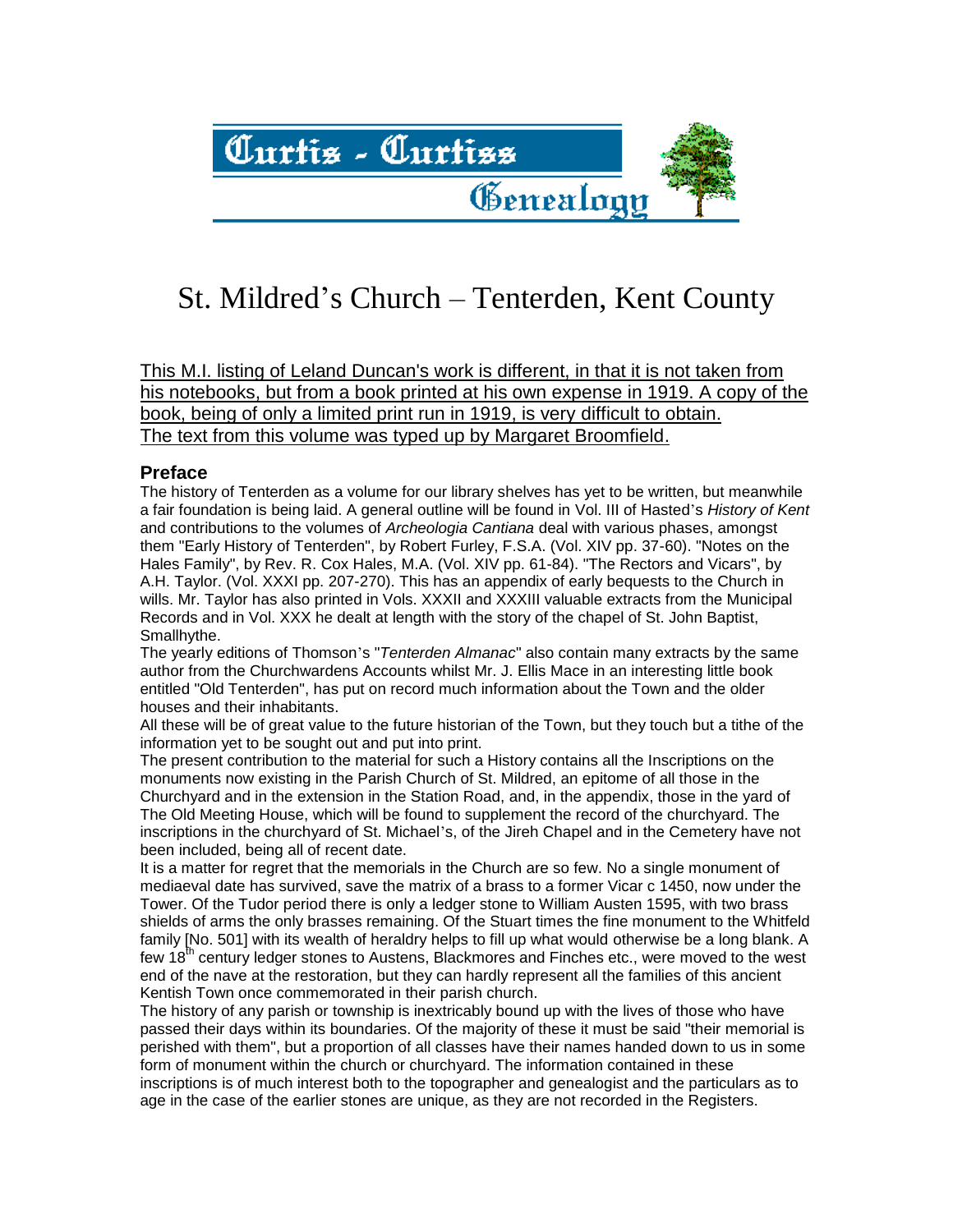# Curtis - Curtiss Genealogy

# St. Mildred's Church – Tenterden, Kent County

This M.I. listing of Leland Duncan's work is different, in that it is not taken from his notebooks, but from a book printed at his own expense in 1919. A copy of the book, being of only a limited print run in 1919, is very difficult to obtain. The text from this volume was typed up by Margaret Broomfield.

## Preface

The history of Tenterden as a volume for our library shelves has yet to be written, but meanwhile a fair foundation is being laid. A general outline will be found in Vol. III of Hasted's *History of Kent* and contributions to the volumes of *Archeologia Cantiana* deal with various phases, amongst them "Early History of Tenterden", by Robert Furley, F.S.A. (Vol. XIV pp. 37-60). "Notes on the Hales Family", by Rev. R. Cox Hales, M.A. (Vol. XIV pp. 61-84). "The Rectors and Vicars", by A.H. Taylor. (Vol. XXXI pp. 207-270). This has an appendix of early bequests to the Church in wills. Mr. Taylor has also printed in Vols. XXXII and XXXIII valuable extracts from the Municipal Records and in Vol. XXX he dealt at length with the story of the chapel of St. John Baptist, Smallhythe.

The yearly editions of Thomson's "*Tenterden Almanac*" also contain many extracts by the same author from the Churchwardens Accounts whilst Mr. J. Ellis Mace in an interesting little book entitled "Old Tenterden", has put on record much information about the Town and the older houses and their inhabitants.

All these will be of great value to the future historian of the Town, but they touch but a tithe of the information yet to be sought out and put into print.

The present contribution to the material for such a History contains all the Inscriptions on the monuments now existing in the Parish Church of St. Mildred, an epitome of all those in the Churchyard and in the extension in the Station Road, and, in the appendix, those in the yard of The Old Meeting House, which will be found to supplement the record of the churchyard. The inscriptions in the churchyard of St. Michael's, of the Jireh Chapel and in the Cemetery have not been included, being all of recent date.

It is a matter for regret that the memorials in the Church are so few. No a single monument of mediaeval date has survived, save the matrix of a brass to a former Vicar c 1450, now under the Tower. Of the Tudor period there is only a ledger stone to William Austen 1595, with two brass shields of arms the only brasses remaining. Of the Stuart times the fine monument to the Whitfeld family [No. 501] with its wealth of heraldry helps to fill up what would otherwise be a long blank. A few 18th century ledger stones to Austens, Blackmores and Finches etc., were moved to the west end of the nave at the restoration, but they can hardly represent all the families of this ancient Kentish Town once commemorated in their parish church.

The history of any parish or township is inextricably bound up with the lives of those who have passed their days within its boundaries. Of the majority of these it must be said "their memorial is perished with them", but a proportion of all classes have their names handed down to us in some form of monument within the church or churchyard. The information contained in these inscriptions is of much interest both to the topographer and genealogist and the particulars as to age in the case of the earlier stones are unique, as they are not recorded in the Registers.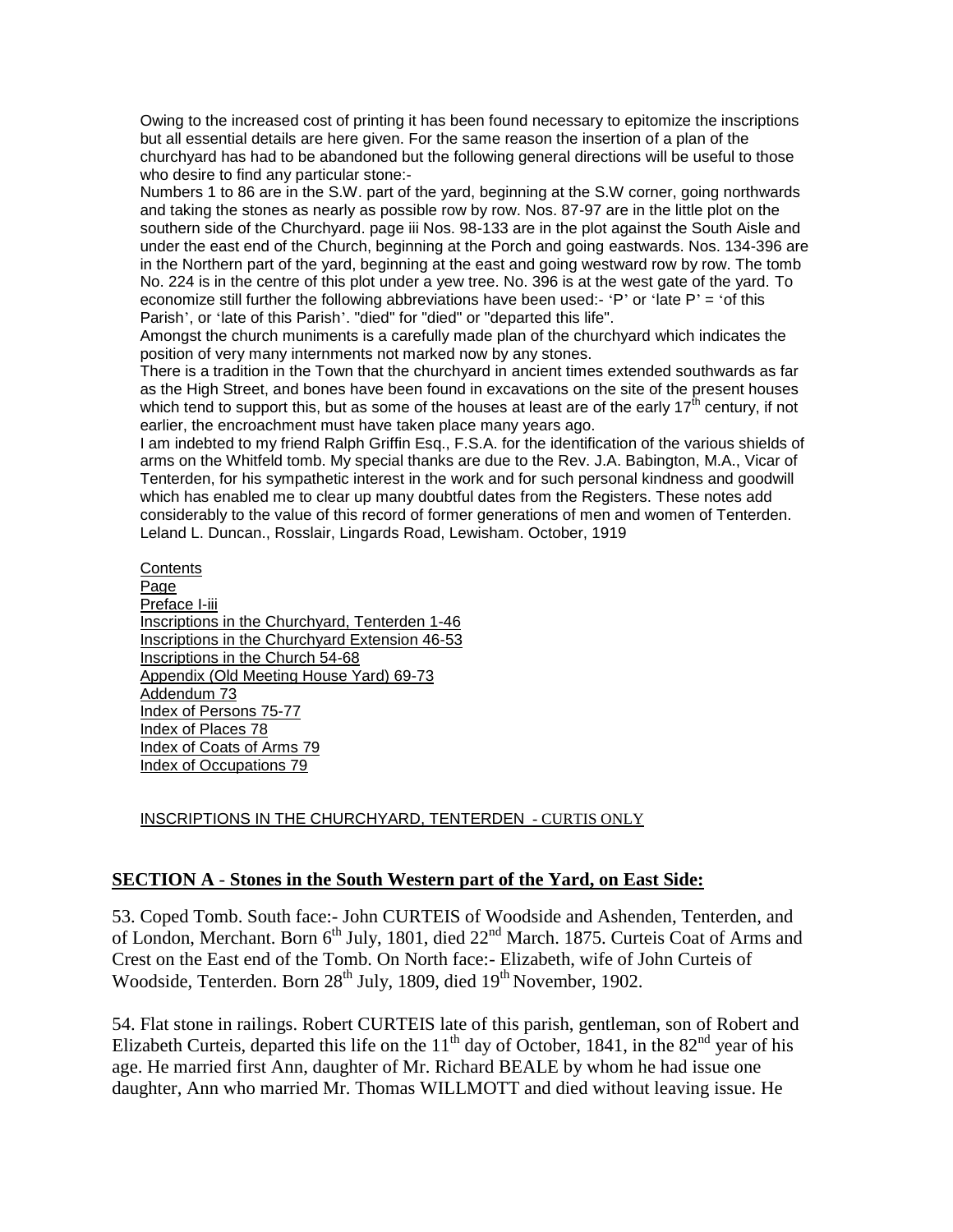Owing to the increased cost of printing it has been found necessary to epitomize the inscriptions but all essential details are here given. For the same reason the insertion of a plan of the churchyard has had to be abandoned but the following general directions will be useful to those who desire to find any particular stone:-

Numbers 1 to 86 are in the S.W. part of the yard, beginning at the S.W corner, going northwards and taking the stones as nearly as possible row by row. Nos. 87-97 are in the little plot on the southern side of the Churchyard. page iii Nos. 98-133 are in the plot against the South Aisle and under the east end of the Church, beginning at the Porch and going eastwards. Nos. 134-396 are in the Northern part of the yard, beginning at the east and going westward row by row. The tomb No. 224 is in the centre of this plot under a yew tree. No. 396 is at the west gate of the yard. To economize still further the following abbreviations have been used:- 'P' or 'late P' = 'of this Parish', or 'late of this Parish'. "died" for "died" or "departed this life".

Amongst the church muniments is a carefully made plan of the churchyard which indicates the position of very many internments not marked now by any stones.

There is a tradition in the Town that the churchyard in ancient times extended southwards as far as the High Street, and bones have been found in excavations on the site of the present houses which tend to support this, but as some of the houses at least are of the early 17th century, if not earlier, the encroachment must have taken place many years ago.

I am indebted to my friend Ralph Griffin Esq., F.S.A. for the identification of the various shields of arms on the Whitfeld tomb. My special thanks are due to the Rev. J.A. Babington, M.A., Vicar of Tenterden, for his sympathetic interest in the work and for such personal kindness and goodwill which has enabled me to clear up many doubtful dates from the Registers. These notes add considerably to the value of this record of former generations of men and women of Tenterden.

Leland L. Duncan., Rosslair, Lingards Road, Lewisham. October, 1919

Contents
Page
Preface I-iii
Inscriptions in the Churchyard, Tenterden 1-46
Inscriptions in the Churchyard Extension 46-53
Inscriptions in the Church 54-68
Appendix (Old Meeting House Yard) 69-73
Addendum 73
Index of Persons 75-77
Index of Places 78
Index of Coats of Arms 79
Index of Occupations 79

INSCRIPTIONS IN THE CHURCHYARD, TENTERDEN - CURTIS ONLY

## SECTION A - Stones in the South Western part of the Yard, on East Side:

53. Coped Tomb. South face:- John CURTEIS of Woodside and Ashenden, Tenterden, and of London, Merchant. Born 6th July, 1801, died 22nd March. 1875. Curteis Coat of Arms and Crest on the East end of the Tomb. On North face:- Elizabeth, wife of John Curteis of Woodside, Tenterden. Born 28th July, 1809, died 19th November, 1902.

54. Flat stone in railings. Robert CURTEIS late of this parish, gentleman, son of Robert and Elizabeth Curteis, departed this life on the 11th day of October, 1841, in the 82nd year of his age. He married first Ann, daughter of Mr. Richard BEALE by whom he had issue one daughter, Ann who married Mr. Thomas WILLMOTT and died without leaving issue. He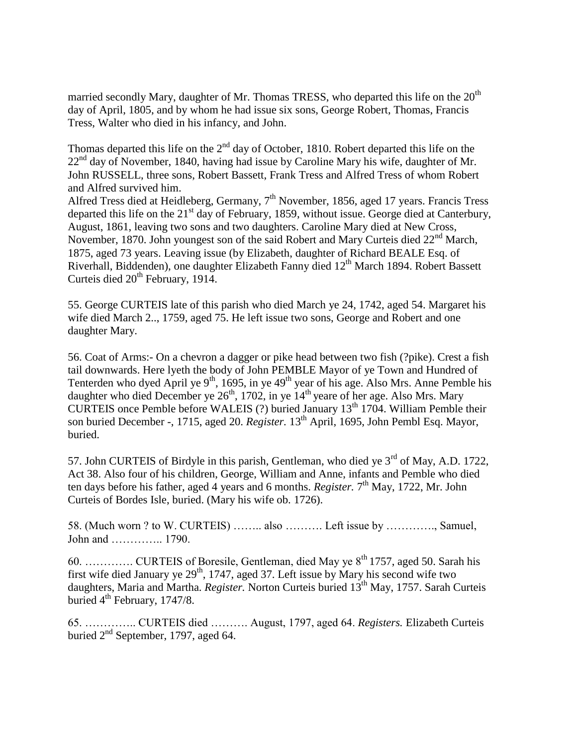married secondly Mary, daughter of Mr. Thomas TRESS, who departed this life on the 20th day of April, 1805, and by whom he had issue six sons, George Robert, Thomas, Francis Tress, Walter who died in his infancy, and John.

Thomas departed this life on the 2nd day of October, 1810. Robert departed this life on the 22nd day of November, 1840, having had issue by Caroline Mary his wife, daughter of Mr. John RUSSELL, three sons, Robert Bassett, Frank Tress and Alfred Tress of whom Robert and Alfred survived him.
Alfred Tress died at Heidleberg, Germany, 7th November, 1856, aged 17 years. Francis Tress departed this life on the 21st day of February, 1859, without issue. George died at Canterbury, August, 1861, leaving two sons and two daughters. Caroline Mary died at New Cross, November, 1870. John youngest son of the said Robert and Mary Curteis died 22nd March, 1875, aged 73 years. Leaving issue (by Elizabeth, daughter of Richard BEALE Esq. of Riverhall, Biddenden), one daughter Elizabeth Fanny died 12th March 1894. Robert Bassett Curteis died 20th February, 1914.

55. George CURTEIS late of this parish who died March ye 24, 1742, aged 54. Margaret his wife died March 2.., 1759, aged 75. He left issue two sons, George and Robert and one daughter Mary.

56. Coat of Arms:- On a chevron a dagger or pike head between two fish (?pike). Crest a fish tail downwards. Here lyeth the body of John PEMBLE Mayor of ye Town and Hundred of Tenterden who dyed April ye 9th, 1695, in ye 49th year of his age. Also Mrs. Anne Pemble his daughter who died December ye 26th, 1702, in ye 14th yeare of her age. Also Mrs. Mary CURTEIS once Pemble before WALEIS (?) buried January 13th 1704. William Pemble their son buried December -, 1715, aged 20. *Register.* 13th April, 1695, John Pembl Esq. Mayor, buried.

57. John CURTEIS of Birdyle in this parish, Gentleman, who died ye 3rd of May, A.D. 1722, Act 38. Also four of his children, George, William and Anne, infants and Pemble who died ten days before his father, aged 4 years and 6 months. *Register.* 7th May, 1722, Mr. John Curteis of Bordes Isle, buried. (Mary his wife ob. 1726).

58. (Much worn ? to W. CURTEIS) …….. also ………. Left issue by …………., Samuel, John and ………….. 1790.

60. …………. CURTEIS of Boresile, Gentleman, died May ye 8th 1757, aged 50. Sarah his first wife died January ye 29th, 1747, aged 37. Left issue by Mary his second wife two daughters, Maria and Martha. *Register.* Norton Curteis buried 13th May, 1757. Sarah Curteis buried 4th February, 1747/8.

65. ………….. CURTEIS died ………. August, 1797, aged 64. *Registers.* Elizabeth Curteis buried 2nd September, 1797, aged 64.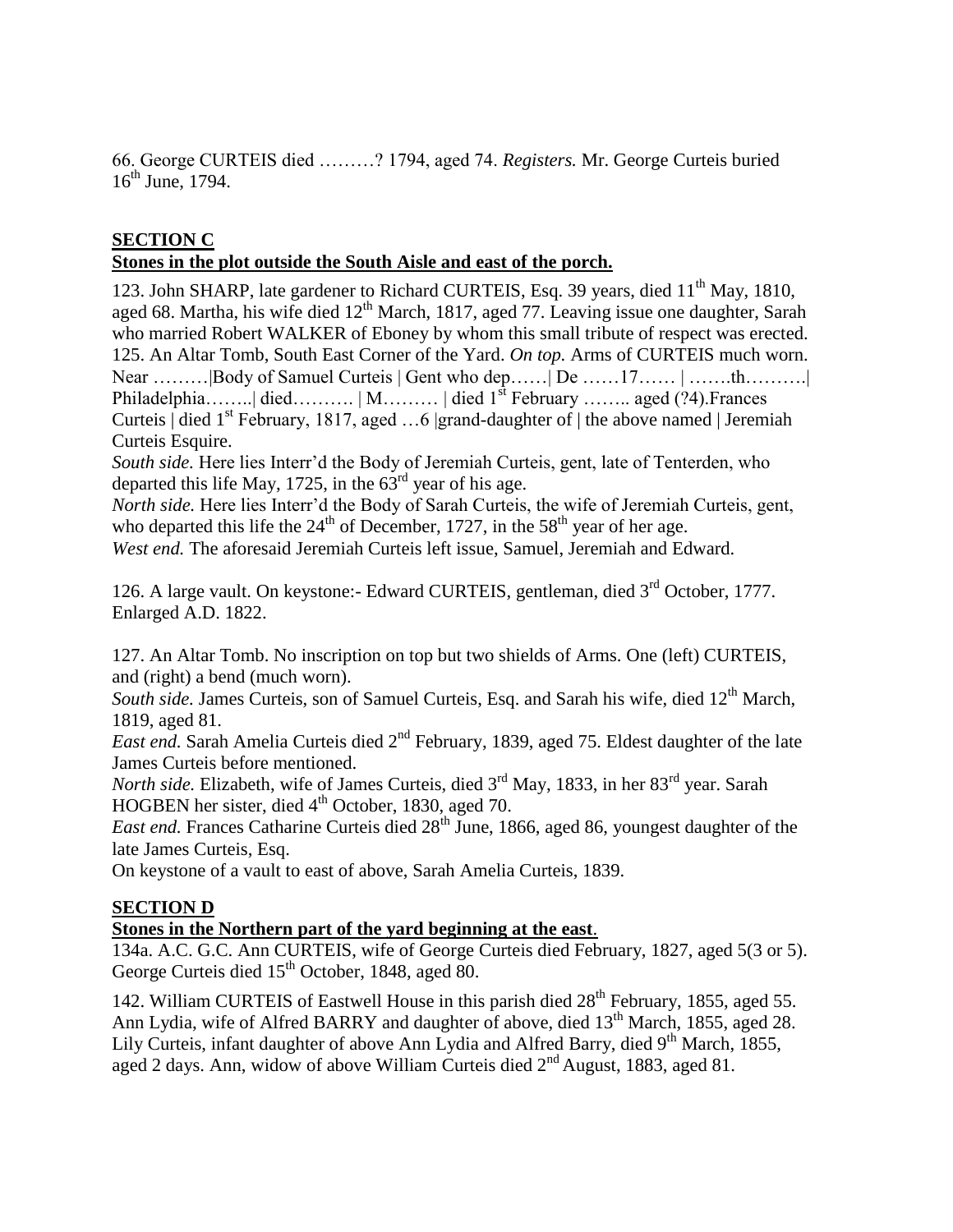66. George CURTEIS died ………? 1794, aged 74. *Registers.* Mr. George Curteis buried 16th June, 1794.

**SECTION C**

**Stones in the plot outside the South Aisle and east of the porch.**

123. John SHARP, late gardener to Richard CURTEIS, Esq. 39 years, died 11th May, 1810, aged 68. Martha, his wife died 12th March, 1817, aged 77. Leaving issue one daughter, Sarah who married Robert WALKER of Eboney by whom this small tribute of respect was erected.
125. An Altar Tomb, South East Corner of the Yard. *On top.* Arms of CURTEIS much worn. Near ………|Body of Samuel Curteis | Gent who dep……| De ……17…… | …….th……….| Philadelphia……..| died………. | M……… | died 1st February …….. aged (?4).Frances Curteis | died 1st February, 1817, aged …6 |grand-daughter of | the above named | Jeremiah Curteis Esquire.
*South side.* Here lies Interr'd the Body of Jeremiah Curteis, gent, late of Tenterden, who departed this life May, 1725, in the 63rd year of his age.
*North side.* Here lies Interr'd the Body of Sarah Curteis, the wife of Jeremiah Curteis, gent, who departed this life the 24th of December, 1727, in the 58th year of her age.
*West end.* The aforesaid Jeremiah Curteis left issue, Samuel, Jeremiah and Edward.

126. A large vault. On keystone:- Edward CURTEIS, gentleman, died 3rd October, 1777. Enlarged A.D. 1822.

127. An Altar Tomb. No inscription on top but two shields of Arms. One (left) CURTEIS, and (right) a bend (much worn).
*South side.* James Curteis, son of Samuel Curteis, Esq. and Sarah his wife, died 12th March, 1819, aged 81.
*East end.* Sarah Amelia Curteis died 2nd February, 1839, aged 75. Eldest daughter of the late James Curteis before mentioned.
*North side.* Elizabeth, wife of James Curteis, died 3rd May, 1833, in her 83rd year. Sarah HOGBEN her sister, died 4th October, 1830, aged 70.
*East end.* Frances Catharine Curteis died 28th June, 1866, aged 86, youngest daughter of the late James Curteis, Esq.
On keystone of a vault to east of above, Sarah Amelia Curteis, 1839.

**SECTION D**

**Stones in the Northern part of the yard beginning at the east.**

134a. A.C. G.C. Ann CURTEIS, wife of George Curteis died February, 1827, aged 5(3 or 5). George Curteis died 15th October, 1848, aged 80.

142. William CURTEIS of Eastwell House in this parish died 28th February, 1855, aged 55. Ann Lydia, wife of Alfred BARRY and daughter of above, died 13th March, 1855, aged 28. Lily Curteis, infant daughter of above Ann Lydia and Alfred Barry, died 9th March, 1855, aged 2 days. Ann, widow of above William Curteis died 2nd August, 1883, aged 81.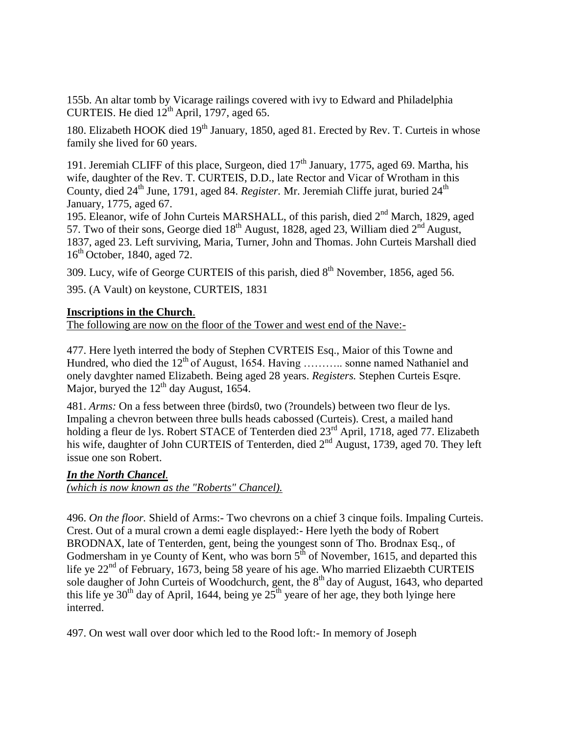155b. An altar tomb by Vicarage railings covered with ivy to Edward and Philadelphia CURTEIS. He died 12th April, 1797, aged 65.

180. Elizabeth HOOK died 19th January, 1850, aged 81. Erected by Rev. T. Curteis in whose family she lived for 60 years.

191. Jeremiah CLIFF of this place, Surgeon, died 17th January, 1775, aged 69. Martha, his wife, daughter of the Rev. T. CURTEIS, D.D., late Rector and Vicar of Wrotham in this County, died 24th June, 1791, aged 84. *Register.* Mr. Jeremiah Cliffe jurat, buried 24th January, 1775, aged 67.

195. Eleanor, wife of John Curteis MARSHALL, of this parish, died 2nd March, 1829, aged 57. Two of their sons, George died 18th August, 1828, aged 23, William died 2nd August, 1837, aged 23. Left surviving, Maria, Turner, John and Thomas. John Curteis Marshall died 16th October, 1840, aged 72.

309. Lucy, wife of George CURTEIS of this parish, died 8th November, 1856, aged 56.

395. (A Vault) on keystone, CURTEIS, 1831

**Inscriptions in the Church**.

The following are now on the floor of the Tower and west end of the Nave:-

477. Here lyeth interred the body of Stephen CVRTEIS Esq., Maior of this Towne and Hundred, who died the 12th of August, 1654. Having ……….. sonne named Nathaniel and onely davghter named Elizabeth. Being aged 28 years. *Registers.* Stephen Curteis Esqre. Major, buryed the 12th day August, 1654.

481. *Arms:* On a fess between three (birds0, two (?roundels) between two fleur de lys. Impaling a chevron between three bulls heads cabossed (Curteis). Crest, a mailed hand holding a fleur de lys. Robert STACE of Tenterden died 23rd April, 1718, aged 77. Elizabeth his wife, daughter of John CURTEIS of Tenterden, died 2nd August, 1739, aged 70. They left issue one son Robert.

***In the North Chancel.***

*(which is now known as the "Roberts" Chancel).*

496. *On the floor.* Shield of Arms:- Two chevrons on a chief 3 cinque foils. Impaling Curteis. Crest. Out of a mural crown a demi eagle displayed:- Here lyeth the body of Robert BRODNAX, late of Tenterden, gent, being the youngest sonn of Tho. Brodnax Esq., of Godmersham in ye County of Kent, who was born 5th of November, 1615, and departed this life ye 22nd of February, 1673, being 58 yeare of his age. Who married Elizaebth CURTEIS sole daugher of John Curteis of Woodchurch, gent, the 8th day of August, 1643, who departed this life ye 30th day of April, 1644, being ye 25th yeare of her age, they both lyinge here interred.

497. On west wall over door which led to the Rood loft:- In memory of Joseph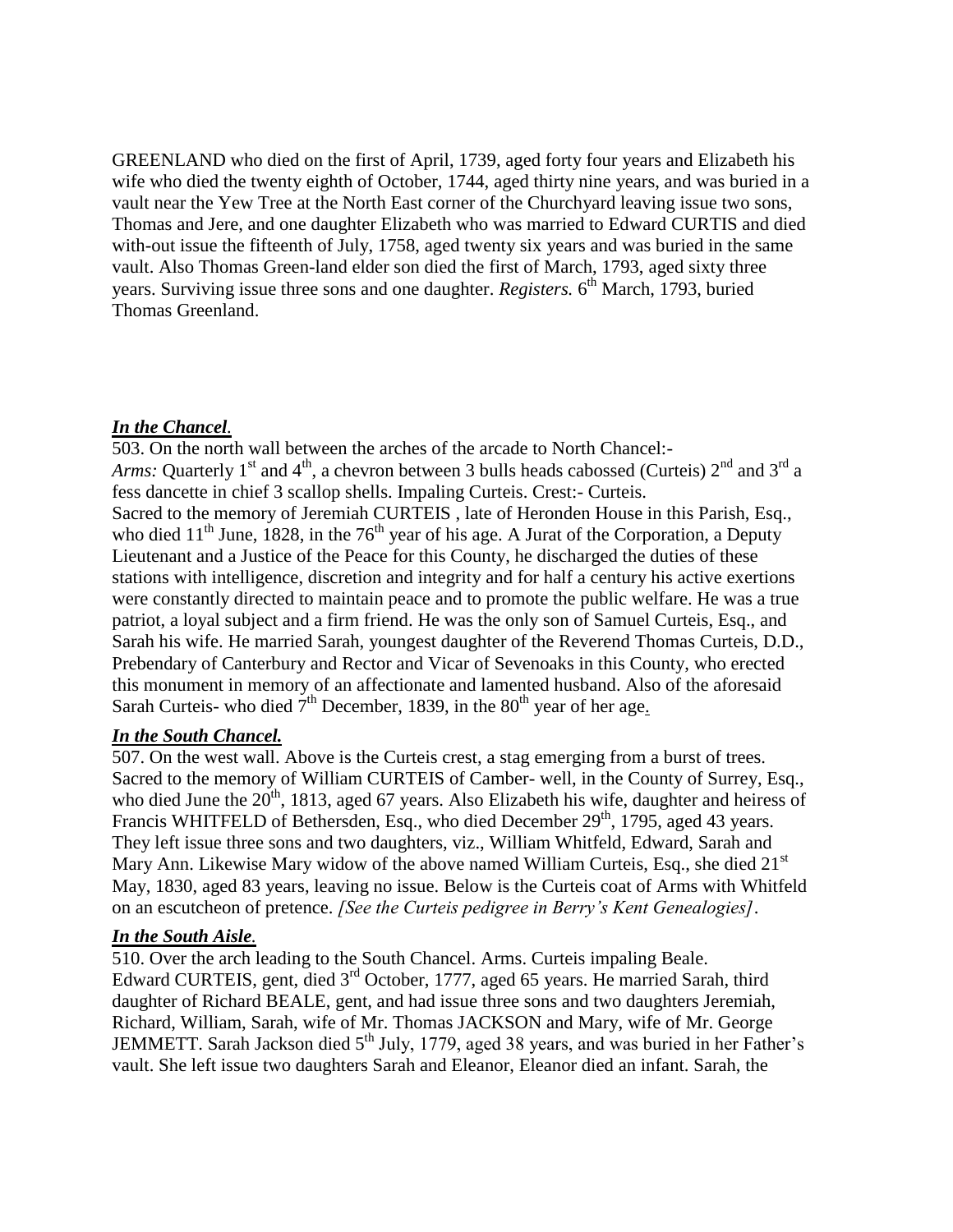GREENLAND who died on the first of April, 1739, aged forty four years and Elizabeth his wife who died the twenty eighth of October, 1744, aged thirty nine years, and was buried in a vault near the Yew Tree at the North East corner of the Churchyard leaving issue two sons, Thomas and Jere, and one daughter Elizabeth who was married to Edward CURTIS and died with-out issue the fifteenth of July, 1758, aged twenty six years and was buried in the same vault. Also Thomas Green-land elder son died the first of March, 1793, aged sixty three years. Surviving issue three sons and one daughter. *Registers.* 6th March, 1793, buried Thomas Greenland.

***In the Chancel.***

503. On the north wall between the arches of the arcade to North Chancel:-
*Arms:* Quarterly 1st and 4th, a chevron between 3 bulls heads cabossed (Curteis) 2nd and 3rd a fess dancette in chief 3 scallop shells. Impaling Curteis. Crest:- Curteis.
Sacred to the memory of Jeremiah CURTEIS , late of Heronden House in this Parish, Esq., who died 11th June, 1828, in the 76th year of his age. A Jurat of the Corporation, a Deputy Lieutenant and a Justice of the Peace for this County, he discharged the duties of these stations with intelligence, discretion and integrity and for half a century his active exertions were constantly directed to maintain peace and to promote the public welfare. He was a true patriot, a loyal subject and a firm friend. He was the only son of Samuel Curteis, Esq., and Sarah his wife. He married Sarah, youngest daughter of the Reverend Thomas Curteis, D.D., Prebendary of Canterbury and Rector and Vicar of Sevenoaks in this County, who erected this monument in memory of an affectionate and lamented husband. Also of the aforesaid Sarah Curteis- who died 7th December, 1839, in the 80th year of her age.

***In the South Chancel.***

507. On the west wall. Above is the Curteis crest, a stag emerging from a burst of trees. Sacred to the memory of William CURTEIS of Camber- well, in the County of Surrey, Esq., who died June the 20th, 1813, aged 67 years. Also Elizabeth his wife, daughter and heiress of Francis WHITFELD of Bethersden, Esq., who died December 29th, 1795, aged 43 years. They left issue three sons and two daughters, viz., William Whitfeld, Edward, Sarah and Mary Ann. Likewise Mary widow of the above named William Curteis, Esq., she died 21st May, 1830, aged 83 years, leaving no issue. Below is the Curteis coat of Arms with Whitfeld on an escutcheon of pretence. *[See the Curteis pedigree in Berry's Kent Genealogies]*.

***In the South Aisle.***

510. Over the arch leading to the South Chancel. Arms. Curteis impaling Beale.
Edward CURTEIS, gent, died 3rd October, 1777, aged 65 years. He married Sarah, third daughter of Richard BEALE, gent, and had issue three sons and two daughters Jeremiah, Richard, William, Sarah, wife of Mr. Thomas JACKSON and Mary, wife of Mr. George JEMMETT. Sarah Jackson died 5th July, 1779, aged 38 years, and was buried in her Father's vault. She left issue two daughters Sarah and Eleanor, Eleanor died an infant. Sarah, the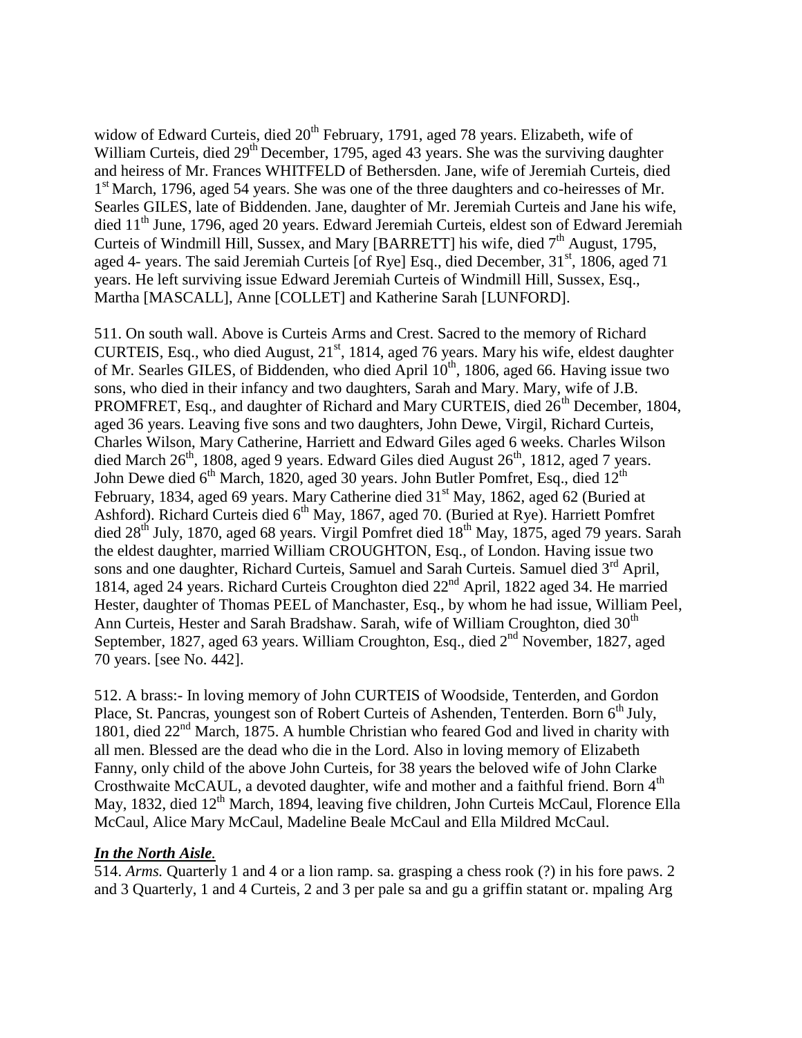widow of Edward Curteis, died 20th February, 1791, aged 78 years. Elizabeth, wife of William Curteis, died 29th December, 1795, aged 43 years. She was the surviving daughter and heiress of Mr. Frances WHITFELD of Bethersden. Jane, wife of Jeremiah Curteis, died 1st March, 1796, aged 54 years. She was one of the three daughters and co-heiresses of Mr. Searles GILES, late of Biddenden. Jane, daughter of Mr. Jeremiah Curteis and Jane his wife, died 11th June, 1796, aged 20 years. Edward Jeremiah Curteis, eldest son of Edward Jeremiah Curteis of Windmill Hill, Sussex, and Mary [BARRETT] his wife, died 7th August, 1795, aged 4- years. The said Jeremiah Curteis [of Rye] Esq., died December, 31st, 1806, aged 71 years. He left surviving issue Edward Jeremiah Curteis of Windmill Hill, Sussex, Esq., Martha [MASCALL], Anne [COLLET] and Katherine Sarah [LUNFORD].

511. On south wall. Above is Curteis Arms and Crest. Sacred to the memory of Richard CURTEIS, Esq., who died August, 21st, 1814, aged 76 years. Mary his wife, eldest daughter of Mr. Searles GILES, of Biddenden, who died April 10th, 1806, aged 66. Having issue two sons, who died in their infancy and two daughters, Sarah and Mary. Mary, wife of J.B. PROMFRET, Esq., and daughter of Richard and Mary CURTEIS, died 26th December, 1804, aged 36 years. Leaving five sons and two daughters, John Dewe, Virgil, Richard Curteis, Charles Wilson, Mary Catherine, Harriett and Edward Giles aged 6 weeks. Charles Wilson died March 26th, 1808, aged 9 years. Edward Giles died August 26th, 1812, aged 7 years. John Dewe died 6th March, 1820, aged 30 years. John Butler Pomfret, Esq., died 12th February, 1834, aged 69 years. Mary Catherine died 31st May, 1862, aged 62 (Buried at Ashford). Richard Curteis died 6th May, 1867, aged 70. (Buried at Rye). Harriett Pomfret died 28th July, 1870, aged 68 years. Virgil Pomfret died 18th May, 1875, aged 79 years. Sarah the eldest daughter, married William CROUGHTON, Esq., of London. Having issue two sons and one daughter, Richard Curteis, Samuel and Sarah Curteis. Samuel died 3rd April, 1814, aged 24 years. Richard Curteis Croughton died 22nd April, 1822 aged 34. He married Hester, daughter of Thomas PEEL of Manchaster, Esq., by whom he had issue, William Peel, Ann Curteis, Hester and Sarah Bradshaw. Sarah, wife of William Croughton, died 30th September, 1827, aged 63 years. William Croughton, Esq., died 2nd November, 1827, aged 70 years. [see No. 442].

512. A brass:- In loving memory of John CURTEIS of Woodside, Tenterden, and Gordon Place, St. Pancras, youngest son of Robert Curteis of Ashenden, Tenterden. Born 6th July, 1801, died 22nd March, 1875. A humble Christian who feared God and lived in charity with all men. Blessed are the dead who die in the Lord. Also in loving memory of Elizabeth Fanny, only child of the above John Curteis, for 38 years the beloved wife of John Clarke Crosthwaite McCAUL, a devoted daughter, wife and mother and a faithful friend. Born 4th May, 1832, died 12th March, 1894, leaving five children, John Curteis McCaul, Florence Ella McCaul, Alice Mary McCaul, Madeline Beale McCaul and Ella Mildred McCaul.

***In the North Aisle.***

514. *Arms.* Quarterly 1 and 4 or a lion ramp. sa. grasping a chess rook (?) in his fore paws. 2 and 3 Quarterly, 1 and 4 Curteis, 2 and 3 per pale sa and gu a griffin statant or. mpaling Arg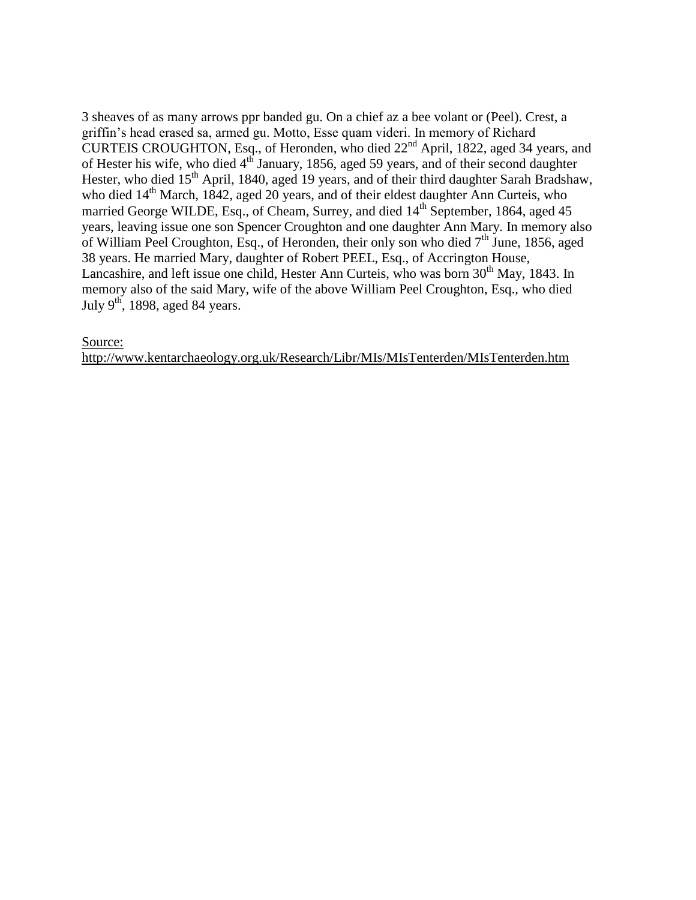3 sheaves of as many arrows ppr banded gu. On a chief az a bee volant or (Peel). Crest, a griffin's head erased sa, armed gu. Motto, Esse quam videri. In memory of Richard CURTEIS CROUGHTON, Esq., of Heronden, who died 22nd April, 1822, aged 34 years, and of Hester his wife, who died 4th January, 1856, aged 59 years, and of their second daughter Hester, who died 15th April, 1840, aged 19 years, and of their third daughter Sarah Bradshaw, who died 14th March, 1842, aged 20 years, and of their eldest daughter Ann Curteis, who married George WILDE, Esq., of Cheam, Surrey, and died 14th September, 1864, aged 45 years, leaving issue one son Spencer Croughton and one daughter Ann Mary. In memory also of William Peel Croughton, Esq., of Heronden, their only son who died 7th June, 1856, aged 38 years. He married Mary, daughter of Robert PEEL, Esq., of Accrington House, Lancashire, and left issue one child, Hester Ann Curteis, who was born 30th May, 1843. In memory also of the said Mary, wife of the above William Peel Croughton, Esq., who died July 9th, 1898, aged 84 years.

Source:
http://www.kentarchaeology.org.uk/Research/Libr/MIs/MIsTenterden/MIsTenterden.htm